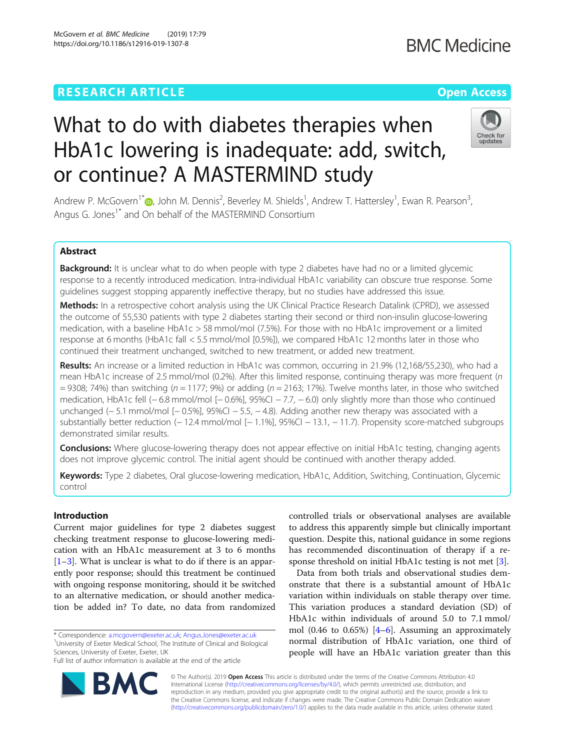# What to do with diabetes therapies when HbA1c lowering is inadequate: add, switch, or continue? A MASTERMIND study

Andrew P. McGovern[1*], John M. Dennis[2], Beverley M. Shields[1], Andrew T. Hattersley[1], Ewan R. Pearson[3], Angus G. Jones[1*] and On behalf of the MASTERMIND Consortium

## Abstract

**Background:** It is unclear what to do when people with type 2 diabetes have had no or a limited glycemic response to a recently introduced medication. Intra-individual HbA1c variability can obscure true response. Some guidelines suggest stopping apparently ineffective therapy, but no studies have addressed this issue.

**Methods:** In a retrospective cohort analysis using the UK Clinical Practice Research Datalink (CPRD), we assessed the outcome of 55,530 patients with type 2 diabetes starting their second or third non-insulin glucose-lowering medication, with a baseline HbA1c > 58 mmol/mol (7.5%). For those with no HbA1c improvement or a limited response at 6 months (HbA1c fall < 5.5 mmol/mol [0.5%]), we compared HbA1c 12 months later in those who continued their treatment unchanged, switched to new treatment, or added new treatment.

**Results:** An increase or a limited reduction in HbA1c was common, occurring in 21.9% (12,168/55,230), who had a mean HbA1c increase of 2.5 mmol/mol (0.2%). After this limited response, continuing therapy was more frequent ($n = 9308$; 74%) than switching ($n = 1177$; 9%) or adding ($n = 2163$; 17%). Twelve months later, in those who switched medication, HbA1c fell (− 6.8 mmol/mol [− 0.6%], 95%CI − 7.7, − 6.0) only slightly more than those who continued unchanged (− 5.1 mmol/mol [− 0.5%], 95%CI − 5.5, − 4.8). Adding another new therapy was associated with a substantially better reduction (− 12.4 mmol/mol [− 1.1%], 95%CI − 13.1, − 11.7). Propensity score-matched subgroups demonstrated similar results.

**Conclusions:** Where glucose-lowering therapy does not appear effective on initial HbA1c testing, changing agents does not improve glycemic control. The initial agent should be continued with another therapy added.

**Keywords:** Type 2 diabetes, Oral glucose-lowering medication, HbA1c, Addition, Switching, Continuation, Glycemic control

## Introduction

Current major guidelines for type 2 diabetes suggest checking treatment response to glucose-lowering medication with an HbA1c measurement at 3 to 6 months [1–3]. What is unclear is what to do if there is an apparently poor response; should this treatment be continued with ongoing response monitoring, should it be switched to an alternative medication, or should another medication be added in? To date, no data from randomized controlled trials or observational analyses are available to address this apparently simple but clinically important question. Despite this, national guidance in some regions has recommended discontinuation of therapy if a response threshold on initial HbA1c testing is not met [3].

Data from both trials and observational studies demonstrate that there is a substantial amount of HbA1c variation within individuals on stable therapy over time. This variation produces a standard deviation (SD) of HbA1c within individuals of around 5.0 to 7.1 mmol/mol (0.46 to 0.65%) [4–6]. Assuming an approximately normal distribution of HbA1c variation, one third of people will have an HbA1c variation greater than this

* Correspondence: a.mcgovern@exeter.ac.uk; Angus.Jones@exeter.ac.uk
[1]University of Exeter Medical School, The Institute of Clinical and Biological Sciences, University of Exeter, Exeter, UK
Full list of author information is available at the end of the article

© The Author(s). 2019 **Open Access** This article is distributed under the terms of the Creative Commons Attribution 4.0 International License (http://creativecommons.org/licenses/by/4.0/), which permits unrestricted use, distribution, and reproduction in any medium, provided you give appropriate credit to the original author(s) and the source, provide a link to the Creative Commons license, and indicate if changes were made. The Creative Commons Public Domain Dedication waiver (http://creativecommons.org/publicdomain/zero/1.0/) applies to the data made available in this article, unless otherwise stated.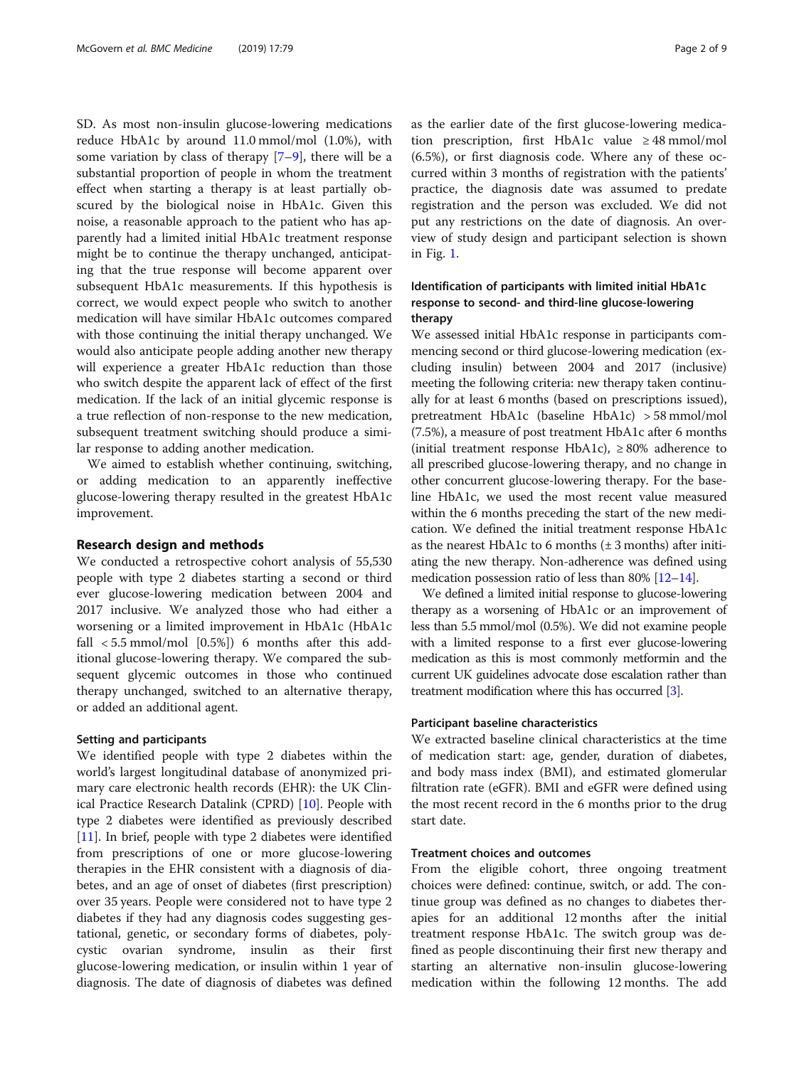SD. As most non-insulin glucose-lowering medications reduce HbA1c by around 11.0 mmol/mol (1.0%), with some variation by class of therapy [7–9], there will be a substantial proportion of people in whom the treatment effect when starting a therapy is at least partially obscured by the biological noise in HbA1c. Given this noise, a reasonable approach to the patient who has apparently had a limited initial HbA1c treatment response might be to continue the therapy unchanged, anticipating that the true response will become apparent over subsequent HbA1c measurements. If this hypothesis is correct, we would expect people who switch to another medication will have similar HbA1c outcomes compared with those continuing the initial therapy unchanged. We would also anticipate people adding another new therapy will experience a greater HbA1c reduction than those who switch despite the apparent lack of effect of the first medication. If the lack of an initial glycemic response is a true reflection of non-response to the new medication, subsequent treatment switching should produce a similar response to adding another medication.

We aimed to establish whether continuing, switching, or adding medication to an apparently ineffective glucose-lowering therapy resulted in the greatest HbA1c improvement.

## Research design and methods

We conducted a retrospective cohort analysis of 55,530 people with type 2 diabetes starting a second or third ever glucose-lowering medication between 2004 and 2017 inclusive. We analyzed those who had either a worsening or a limited improvement in HbA1c (HbA1c fall < 5.5 mmol/mol [0.5%]) 6 months after this additional glucose-lowering therapy. We compared the subsequent glycemic outcomes in those who continued therapy unchanged, switched to an alternative therapy, or added an additional agent.

### Setting and participants

We identified people with type 2 diabetes within the world's largest longitudinal database of anonymized primary care electronic health records (EHR): the UK Clinical Practice Research Datalink (CPRD) [10]. People with type 2 diabetes were identified as previously described [11]. In brief, people with type 2 diabetes were identified from prescriptions of one or more glucose-lowering therapies in the EHR consistent with a diagnosis of diabetes, and an age of onset of diabetes (first prescription) over 35 years. People were considered not to have type 2 diabetes if they had any diagnosis codes suggesting gestational, genetic, or secondary forms of diabetes, polycystic ovarian syndrome, insulin as their first glucose-lowering medication, or insulin within 1 year of diagnosis. The date of diagnosis of diabetes was defined as the earlier date of the first glucose-lowering medication prescription, first HbA1c value ≥ 48 mmol/mol (6.5%), or first diagnosis code. Where any of these occurred within 3 months of registration with the patients' practice, the diagnosis date was assumed to predate registration and the person was excluded. We did not put any restrictions on the date of diagnosis. An overview of study design and participant selection is shown in Fig. 1.

### Identification of participants with limited initial HbA1c response to second- and third-line glucose-lowering therapy

We assessed initial HbA1c response in participants commencing second or third glucose-lowering medication (excluding insulin) between 2004 and 2017 (inclusive) meeting the following criteria: new therapy taken continually for at least 6 months (based on prescriptions issued), pretreatment HbA1c (baseline HbA1c) > 58 mmol/mol (7.5%), a measure of post treatment HbA1c after 6 months (initial treatment response HbA1c), ≥ 80% adherence to all prescribed glucose-lowering therapy, and no change in other concurrent glucose-lowering therapy. For the baseline HbA1c, we used the most recent value measured within the 6 months preceding the start of the new medication. We defined the initial treatment response HbA1c as the nearest HbA1c to 6 months (± 3 months) after initiating the new therapy. Non-adherence was defined using medication possession ratio of less than 80% [12–14].

We defined a limited initial response to glucose-lowering therapy as a worsening of HbA1c or an improvement of less than 5.5 mmol/mol (0.5%). We did not examine people with a limited response to a first ever glucose-lowering medication as this is most commonly metformin and the current UK guidelines advocate dose escalation rather than treatment modification where this has occurred [3].

### Participant baseline characteristics

We extracted baseline clinical characteristics at the time of medication start: age, gender, duration of diabetes, and body mass index (BMI), and estimated glomerular filtration rate (eGFR). BMI and eGFR were defined using the most recent record in the 6 months prior to the drug start date.

### Treatment choices and outcomes

From the eligible cohort, three ongoing treatment choices were defined: continue, switch, or add. The continue group was defined as no changes to diabetes therapies for an additional 12 months after the initial treatment response HbA1c. The switch group was defined as people discontinuing their first new therapy and starting an alternative non-insulin glucose-lowering medication within the following 12 months. The add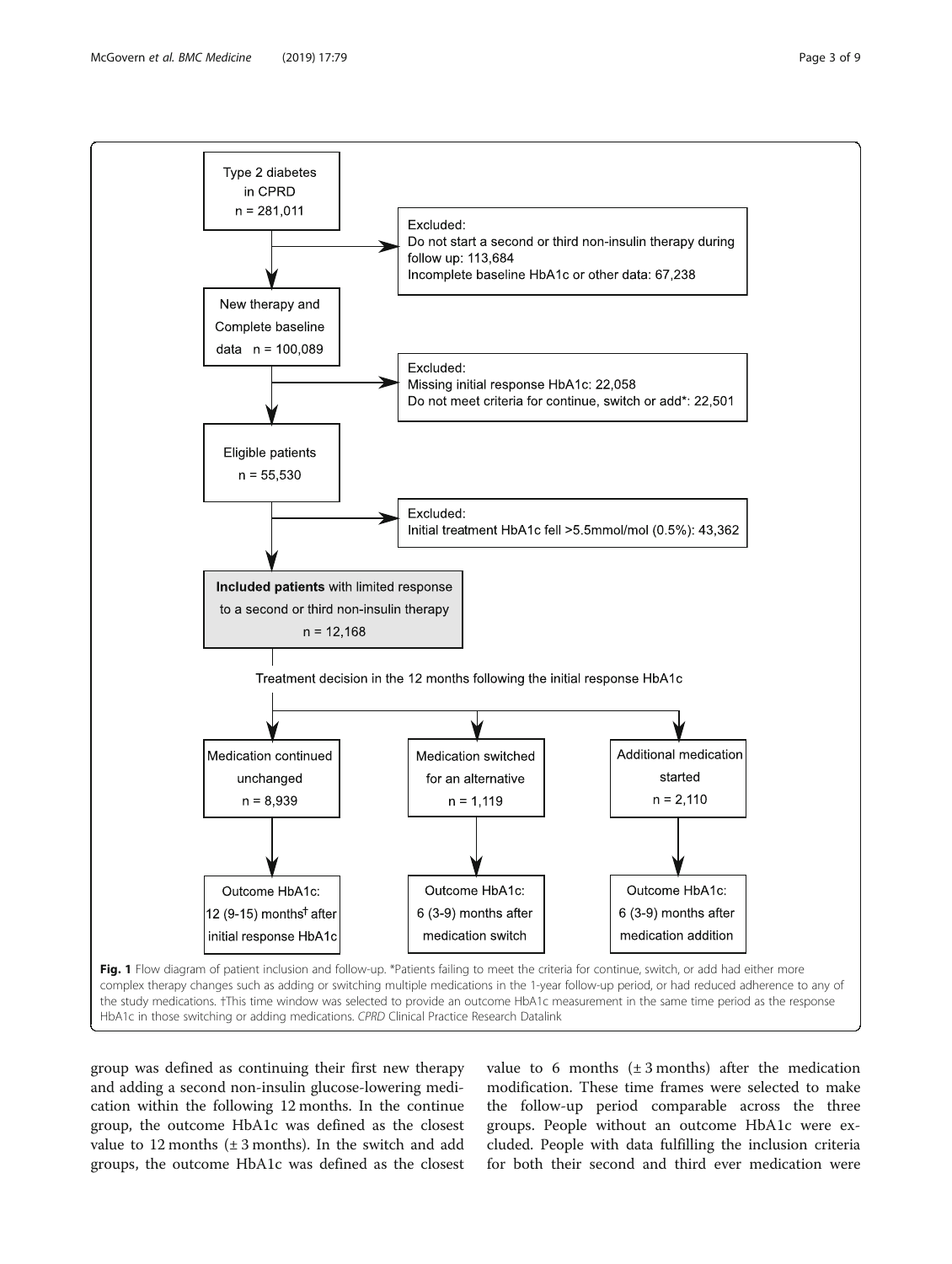Type 2 diabetes in CPRD
n = 281,011

Excluded:
Do not start a second or third non-insulin therapy during follow up: 113,684
Incomplete baseline HbA1c or other data: 67,238

New therapy and Complete baseline data n = 100,089

Excluded:
Missing initial response HbA1c: 22,058
Do not meet criteria for continue, switch or add*: 22,501

Eligible patients
n = 55,530

Excluded:
Initial treatment HbA1c fell >5.5mmol/mol (0.5%): 43,362

**Included patients** with limited response to a second or third non-insulin therapy
n = 12,168

Treatment decision in the 12 months following the initial response HbA1c

Medication continued unchanged
n = 8,939

Medication switched for an alternative
n = 1,119

Additional medication started
n = 2,110

Outcome HbA1c: 12 (9-15) months† after initial response HbA1c

Outcome HbA1c: 6 (3-9) months after medication switch

Outcome HbA1c: 6 (3-9) months after medication addition

**Fig. 1** Flow diagram of patient inclusion and follow-up. *Patients failing to meet the criteria for continue, switch, or add had either more complex therapy changes such as adding or switching multiple medications in the 1-year follow-up period, or had reduced adherence to any of the study medications. †This time window was selected to provide an outcome HbA1c measurement in the same time period as the response HbA1c in those switching or adding medications. *CPRD* Clinical Practice Research Datalink

group was defined as continuing their first new therapy and adding a second non-insulin glucose-lowering medication within the following 12 months. In the continue group, the outcome HbA1c was defined as the closest value to 12 months (± 3 months). In the switch and add groups, the outcome HbA1c was defined as the closest value to 6 months (± 3 months) after the medication modification. These time frames were selected to make the follow-up period comparable across the three groups. People without an outcome HbA1c were excluded. People with data fulfilling the inclusion criteria for both their second and third ever medication were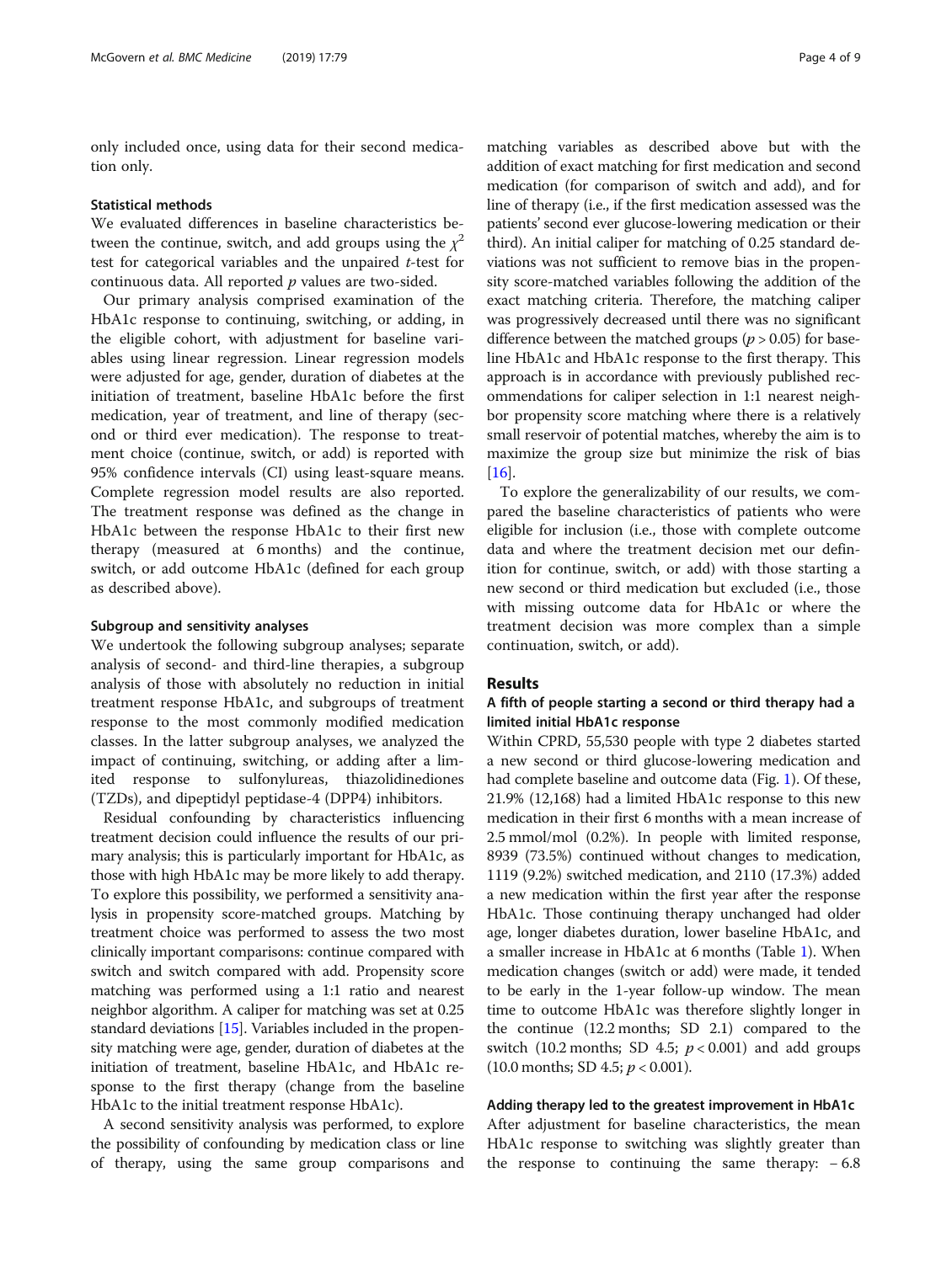only included once, using data for their second medication only.

### Statistical methods

We evaluated differences in baseline characteristics between the continue, switch, and add groups using the $\chi^2$ test for categorical variables and the unpaired *t*-test for continuous data. All reported *p* values are two-sided.

Our primary analysis comprised examination of the HbA1c response to continuing, switching, or adding, in the eligible cohort, with adjustment for baseline variables using linear regression. Linear regression models were adjusted for age, gender, duration of diabetes at the initiation of treatment, baseline HbA1c before the first medication, year of treatment, and line of therapy (second or third ever medication). The response to treatment choice (continue, switch, or add) is reported with 95% confidence intervals (CI) using least-square means. Complete regression model results are also reported. The treatment response was defined as the change in HbA1c between the response HbA1c to their first new therapy (measured at 6 months) and the continue, switch, or add outcome HbA1c (defined for each group as described above).

### Subgroup and sensitivity analyses

We undertook the following subgroup analyses; separate analysis of second- and third-line therapies, a subgroup analysis of those with absolutely no reduction in initial treatment response HbA1c, and subgroups of treatment response to the most commonly modified medication classes. In the latter subgroup analyses, we analyzed the impact of continuing, switching, or adding after a limited response to sulfonylureas, thiazolidinediones (TZDs), and dipeptidyl peptidase-4 (DPP4) inhibitors.

Residual confounding by characteristics influencing treatment decision could influence the results of our primary analysis; this is particularly important for HbA1c, as those with high HbA1c may be more likely to add therapy. To explore this possibility, we performed a sensitivity analysis in propensity score-matched groups. Matching by treatment choice was performed to assess the two most clinically important comparisons: continue compared with switch and switch compared with add. Propensity score matching was performed using a 1:1 ratio and nearest neighbor algorithm. A caliper for matching was set at 0.25 standard deviations [15]. Variables included in the propensity matching were age, gender, duration of diabetes at the initiation of treatment, baseline HbA1c, and HbA1c response to the first therapy (change from the baseline HbA1c to the initial treatment response HbA1c).

A second sensitivity analysis was performed, to explore the possibility of confounding by medication class or line of therapy, using the same group comparisons and matching variables as described above but with the addition of exact matching for first medication and second medication (for comparison of switch and add), and for line of therapy (i.e., if the first medication assessed was the patients' second ever glucose-lowering medication or their third). An initial caliper for matching of 0.25 standard deviations was not sufficient to remove bias in the propensity score-matched variables following the addition of the exact matching criteria. Therefore, the matching caliper was progressively decreased until there was no significant difference between the matched groups ($p > 0.05$) for baseline HbA1c and HbA1c response to the first therapy. This approach is in accordance with previously published recommendations for caliper selection in 1:1 nearest neighbor propensity score matching where there is a relatively small reservoir of potential matches, whereby the aim is to maximize the group size but minimize the risk of bias [16].

To explore the generalizability of our results, we compared the baseline characteristics of patients who were eligible for inclusion (i.e., those with complete outcome data and where the treatment decision met our definition for continue, switch, or add) with those starting a new second or third medication but excluded (i.e., those with missing outcome data for HbA1c or where the treatment decision was more complex than a simple continuation, switch, or add).

## Results

### A fifth of people starting a second or third therapy had a limited initial HbA1c response

Within CPRD, 55,530 people with type 2 diabetes started a new second or third glucose-lowering medication and had complete baseline and outcome data (Fig. 1). Of these, 21.9% (12,168) had a limited HbA1c response to this new medication in their first 6 months with a mean increase of 2.5 mmol/mol (0.2%). In people with limited response, 8939 (73.5%) continued without changes to medication, 1119 (9.2%) switched medication, and 2110 (17.3%) added a new medication within the first year after the response HbA1c. Those continuing therapy unchanged had older age, longer diabetes duration, lower baseline HbA1c, and a smaller increase in HbA1c at 6 months (Table 1). When medication changes (switch or add) were made, it tended to be early in the 1-year follow-up window. The mean time to outcome HbA1c was therefore slightly longer in the continue (12.2 months; SD 2.1) compared to the switch (10.2 months; SD 4.5; $p < 0.001$) and add groups (10.0 months; SD 4.5; $p < 0.001$).

### Adding therapy led to the greatest improvement in HbA1c

After adjustment for baseline characteristics, the mean HbA1c response to switching was slightly greater than the response to continuing the same therapy: − 6.8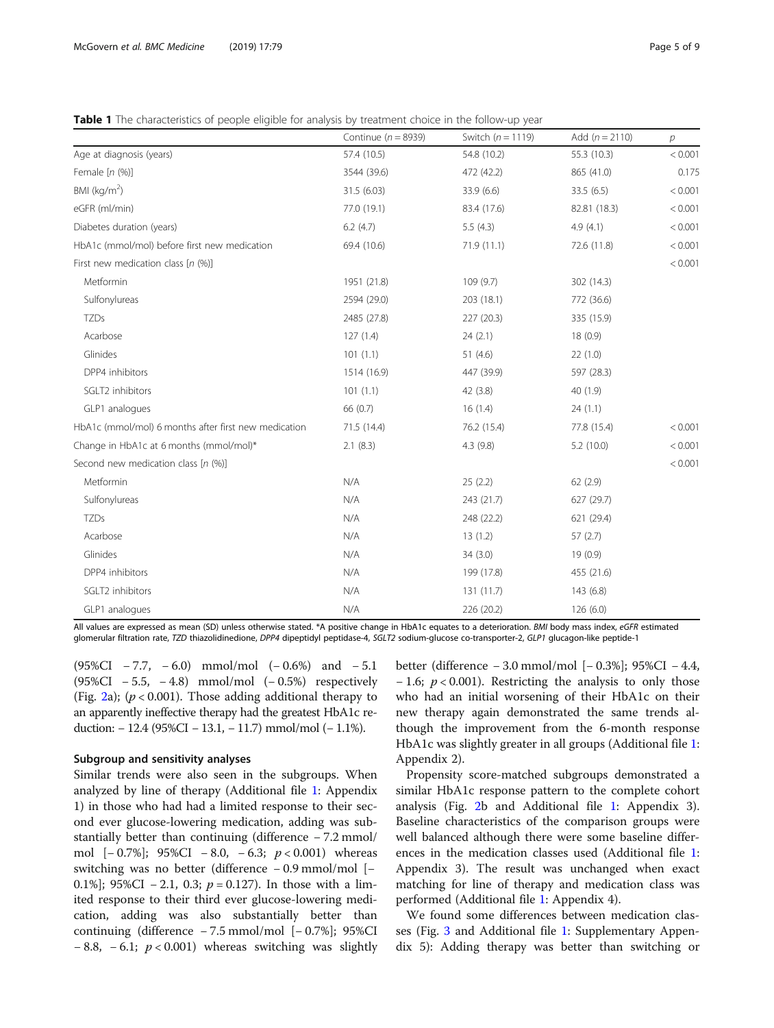**Table 1** The characteristics of people eligible for analysis by treatment choice in the follow-up year

| | Continue ($n = 8939$) | Switch ($n = 1119$) | Add ($n = 2110$) | $p$ |
|---|---|---|---|---|
| Age at diagnosis (years) | 57.4 (10.5) | 54.8 (10.2) | 55.3 (10.3) | < 0.001 |
| Female [n (%)] | 3544 (39.6) | 472 (42.2) | 865 (41.0) | 0.175 |
| BMI (kg/m$^2$) | 31.5 (6.03) | 33.9 (6.6) | 33.5 (6.5) | < 0.001 |
| eGFR (ml/min) | 77.0 (19.1) | 83.4 (17.6) | 82.81 (18.3) | < 0.001 |
| Diabetes duration (years) | 6.2 (4.7) | 5.5 (4.3) | 4.9 (4.1) | < 0.001 |
| HbA1c (mmol/mol) before first new medication | 69.4 (10.6) | 71.9 (11.1) | 72.6 (11.8) | < 0.001 |
| First new medication class [n (%)] | | | | < 0.001 |
| Metformin | 1951 (21.8) | 109 (9.7) | 302 (14.3) | |
| Sulfonylureas | 2594 (29.0) | 203 (18.1) | 772 (36.6) | |
| TZDs | 2485 (27.8) | 227 (20.3) | 335 (15.9) | |
| Acarbose | 127 (1.4) | 24 (2.1) | 18 (0.9) | |
| Glinides | 101 (1.1) | 51 (4.6) | 22 (1.0) | |
| DPP4 inhibitors | 1514 (16.9) | 447 (39.9) | 597 (28.3) | |
| SGLT2 inhibitors | 101 (1.1) | 42 (3.8) | 40 (1.9) | |
| GLP1 analogues | 66 (0.7) | 16 (1.4) | 24 (1.1) | |
| HbA1c (mmol/mol) 6 months after first new medication | 71.5 (14.4) | 76.2 (15.4) | 77.8 (15.4) | < 0.001 |
| Change in HbA1c at 6 months (mmol/mol)* | 2.1 (8.3) | 4.3 (9.8) | 5.2 (10.0) | < 0.001 |
| Second new medication class [n (%)] | | | | < 0.001 |
| Metformin | N/A | 25 (2.2) | 62 (2.9) | |
| Sulfonylureas | N/A | 243 (21.7) | 627 (29.7) | |
| TZDs | N/A | 248 (22.2) | 621 (29.4) | |
| Acarbose | N/A | 13 (1.2) | 57 (2.7) | |
| Glinides | N/A | 34 (3.0) | 19 (0.9) | |
| DPP4 inhibitors | N/A | 199 (17.8) | 455 (21.6) | |
| SGLT2 inhibitors | N/A | 131 (11.7) | 143 (6.8) | |
| GLP1 analogues | N/A | 226 (20.2) | 126 (6.0) | |

All values are expressed as mean (SD) unless otherwise stated. *A positive change in HbA1c equates to a deterioration. *BMI* body mass index, *eGFR* estimated glomerular filtration rate, *TZD* thiazolidinedione, *DPP4* dipeptidyl peptidase-4, *SGLT2* sodium-glucose co-transporter-2, *GLP1* glucagon-like peptide-1

(95%CI − 7.7, − 6.0) mmol/mol (− 0.6%) and − 5.1 (95%CI − 5.5, − 4.8) mmol/mol (− 0.5%) respectively (Fig. 2a); ($p < 0.001$). Those adding additional therapy to an apparently ineffective therapy had the greatest HbA1c reduction: − 12.4 (95%CI − 13.1, − 11.7) mmol/mol (− 1.1%).

## Subgroup and sensitivity analyses

Similar trends were also seen in the subgroups. When analyzed by line of therapy (Additional file 1: Appendix 1) in those who had had a limited response to their second ever glucose-lowering medication, adding was substantially better than continuing (difference − 7.2 mmol/mol [− 0.7%]; 95%CI − 8.0, − 6.3; $p < 0.001$) whereas switching was no better (difference − 0.9 mmol/mol [− 0.1%]; 95%CI − 2.1, 0.3; $p = 0.127$). In those with a limited response to their third ever glucose-lowering medication, adding was also substantially better than continuing (difference − 7.5 mmol/mol [− 0.7%]; 95%CI − 8.8, − 6.1; $p < 0.001$) whereas switching was slightly better (difference − 3.0 mmol/mol [− 0.3%]; 95%CI − 4.4, − 1.6; $p < 0.001$). Restricting the analysis to only those who had an initial worsening of their HbA1c on their new therapy again demonstrated the same trends although the improvement from the 6-month response HbA1c was slightly greater in all groups (Additional file 1: Appendix 2).

Propensity score-matched subgroups demonstrated a similar HbA1c response pattern to the complete cohort analysis (Fig. 2b and Additional file 1: Appendix 3). Baseline characteristics of the comparison groups were well balanced although there were some baseline differences in the medication classes used (Additional file 1: Appendix 3). The result was unchanged when exact matching for line of therapy and medication class was performed (Additional file 1: Appendix 4).

We found some differences between medication classes (Fig. 3 and Additional file 1: Supplementary Appendix 5): Adding therapy was better than switching or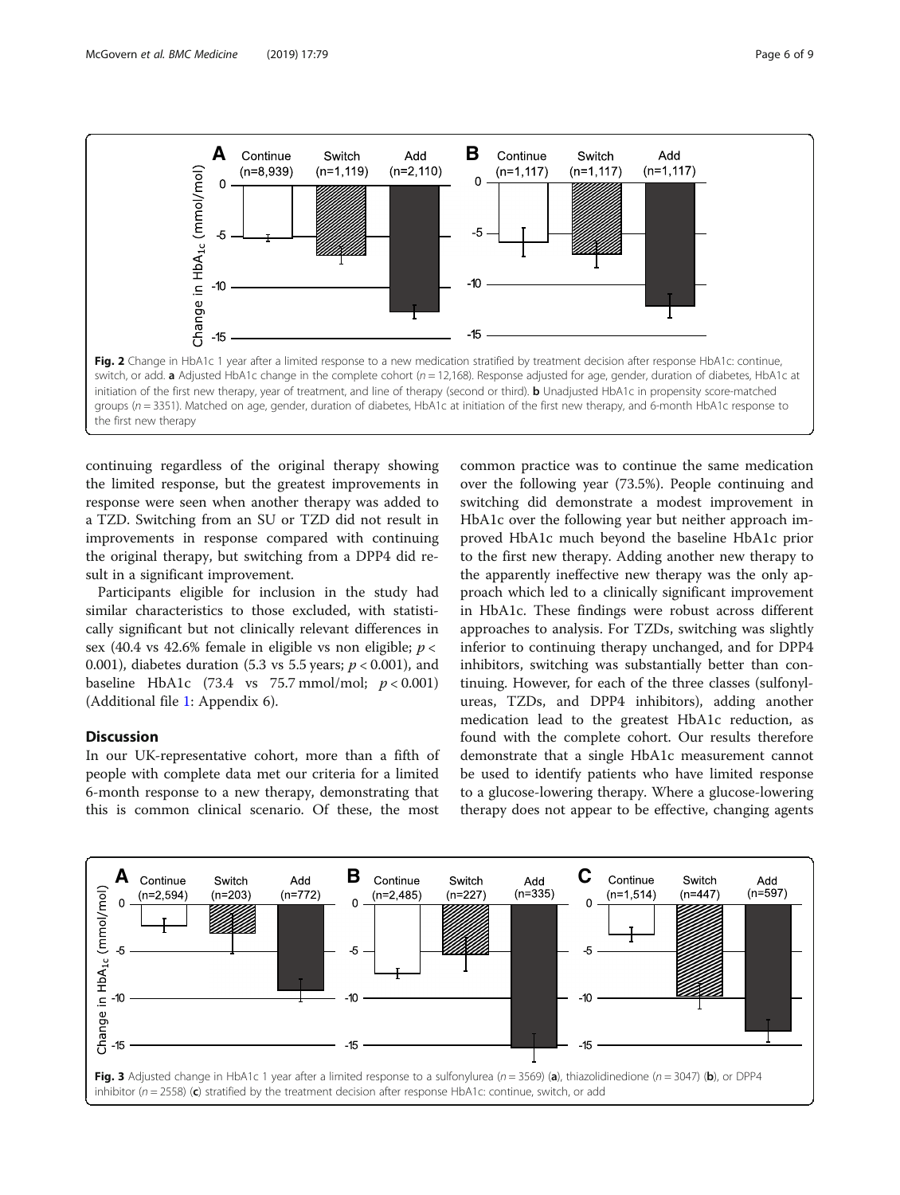**Fig. 2** Change in HbA1c 1 year after a limited response to a new medication stratified by treatment decision after response HbA1c: continue, switch, or add. **a** Adjusted HbA1c change in the complete cohort ($n = 12{,}168$). Response adjusted for age, gender, duration of diabetes, HbA1c at initiation of the first new therapy, year of treatment, and line of therapy (second or third). **b** Unadjusted HbA1c in propensity score-matched groups ($n = 3351$). Matched on age, gender, duration of diabetes, HbA1c at initiation of the first new therapy, and 6-month HbA1c response to the first new therapy

continuing regardless of the original therapy showing the limited response, but the greatest improvements in response were seen when another therapy was added to a TZD. Switching from an SU or TZD did not result in improvements in response compared with continuing the original therapy, but switching from a DPP4 did result in a significant improvement.

Participants eligible for inclusion in the study had similar characteristics to those excluded, with statistically significant but not clinically relevant differences in sex (40.4 vs 42.6% female in eligible vs non eligible; $p < 0.001$), diabetes duration (5.3 vs 5.5 years; $p < 0.001$), and baseline HbA1c (73.4 vs 75.7 mmol/mol; $p < 0.001$) (Additional file 1: Appendix 6).

## Discussion

In our UK-representative cohort, more than a fifth of people with complete data met our criteria for a limited 6-month response to a new therapy, demonstrating that this is common clinical scenario. Of these, the most common practice was to continue the same medication over the following year (73.5%). People continuing and switching did demonstrate a modest improvement in HbA1c over the following year but neither approach improved HbA1c much beyond the baseline HbA1c prior to the first new therapy. Adding another new therapy to the apparently ineffective new therapy was the only approach which led to a clinically significant improvement in HbA1c. These findings were robust across different approaches to analysis. For TZDs, switching was slightly inferior to continuing therapy unchanged, and for DPP4 inhibitors, switching was substantially better than continuing. However, for each of the three classes (sulfonylureas, TZDs, and DPP4 inhibitors), adding another medication lead to the greatest HbA1c reduction, as found with the complete cohort. Our results therefore demonstrate that a single HbA1c measurement cannot be used to identify patients who have limited response to a glucose-lowering therapy. Where a glucose-lowering therapy does not appear to be effective, changing agents

**Fig. 3** Adjusted change in HbA1c 1 year after a limited response to a sulfonylurea ($n = 3569$) (**a**), thiazolidinedione ($n = 3047$) (**b**), or DPP4 inhibitor ($n = 2558$) (**c**) stratified by the treatment decision after response HbA1c: continue, switch, or add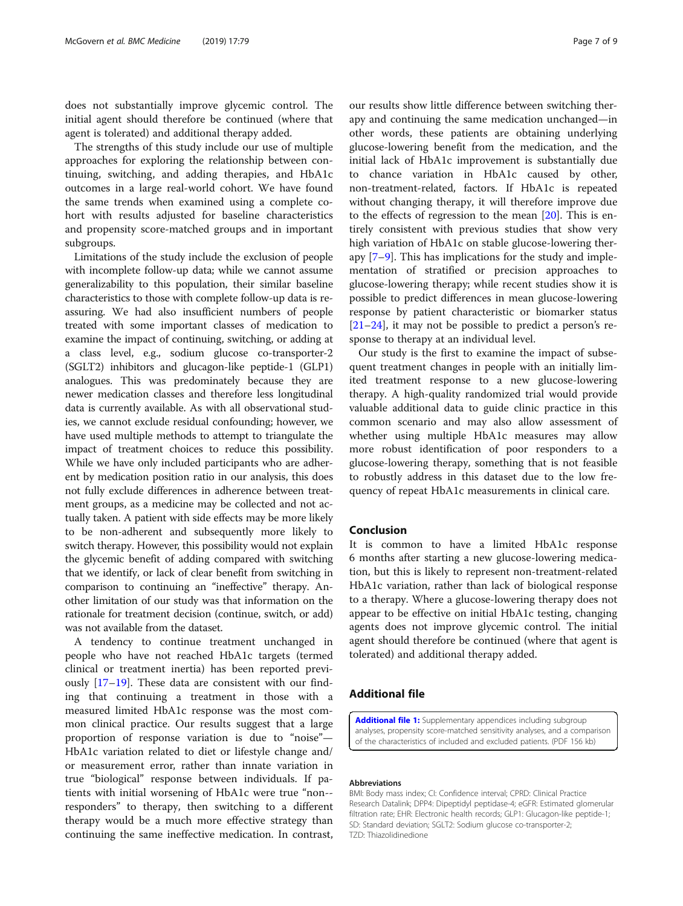does not substantially improve glycemic control. The initial agent should therefore be continued (where that agent is tolerated) and additional therapy added.

The strengths of this study include our use of multiple approaches for exploring the relationship between continuing, switching, and adding therapies, and HbA1c outcomes in a large real-world cohort. We have found the same trends when examined using a complete cohort with results adjusted for baseline characteristics and propensity score-matched groups and in important subgroups.

Limitations of the study include the exclusion of people with incomplete follow-up data; while we cannot assume generalizability to this population, their similar baseline characteristics to those with complete follow-up data is reassuring. We had also insufficient numbers of people treated with some important classes of medication to examine the impact of continuing, switching, or adding at a class level, e.g., sodium glucose co-transporter-2 (SGLT2) inhibitors and glucagon-like peptide-1 (GLP1) analogues. This was predominately because they are newer medication classes and therefore less longitudinal data is currently available. As with all observational studies, we cannot exclude residual confounding; however, we have used multiple methods to attempt to triangulate the impact of treatment choices to reduce this possibility. While we have only included participants who are adherent by medication position ratio in our analysis, this does not fully exclude differences in adherence between treatment groups, as a medicine may be collected and not actually taken. A patient with side effects may be more likely to be non-adherent and subsequently more likely to switch therapy. However, this possibility would not explain the glycemic benefit of adding compared with switching that we identify, or lack of clear benefit from switching in comparison to continuing an "ineffective" therapy. Another limitation of our study was that information on the rationale for treatment decision (continue, switch, or add) was not available from the dataset.

A tendency to continue treatment unchanged in people who have not reached HbA1c targets (termed clinical or treatment inertia) has been reported previously [17–19]. These data are consistent with our finding that continuing a treatment in those with a measured limited HbA1c response was the most common clinical practice. Our results suggest that a large proportion of response variation is due to "noise"—HbA1c variation related to diet or lifestyle change and/or measurement error, rather than innate variation in true "biological" response between individuals. If patients with initial worsening of HbA1c were true "non-responders" to therapy, then switching to a different therapy would be a much more effective strategy than continuing the same ineffective medication. In contrast, our results show little difference between switching therapy and continuing the same medication unchanged—in other words, these patients are obtaining underlying glucose-lowering benefit from the medication, and the initial lack of HbA1c improvement is substantially due to chance variation in HbA1c caused by other, non-treatment-related, factors. If HbA1c is repeated without changing therapy, it will therefore improve due to the effects of regression to the mean [20]. This is entirely consistent with previous studies that show very high variation of HbA1c on stable glucose-lowering therapy [7–9]. This has implications for the study and implementation of stratified or precision approaches to glucose-lowering therapy; while recent studies show it is possible to predict differences in mean glucose-lowering response by patient characteristic or biomarker status [21–24], it may not be possible to predict a person's response to therapy at an individual level.

Our study is the first to examine the impact of subsequent treatment changes in people with an initially limited treatment response to a new glucose-lowering therapy. A high-quality randomized trial would provide valuable additional data to guide clinic practice in this common scenario and may also allow assessment of whether using multiple HbA1c measures may allow more robust identification of poor responders to a glucose-lowering therapy, something that is not feasible to robustly address in this dataset due to the low frequency of repeat HbA1c measurements in clinical care.

## Conclusion

It is common to have a limited HbA1c response 6 months after starting a new glucose-lowering medication, but this is likely to represent non-treatment-related HbA1c variation, rather than lack of biological response to a therapy. Where a glucose-lowering therapy does not appear to be effective on initial HbA1c testing, changing agents does not improve glycemic control. The initial agent should therefore be continued (where that agent is tolerated) and additional therapy added.

## Additional file

**Additional file 1:** Supplementary appendices including subgroup analyses, propensity score-matched sensitivity analyses, and a comparison of the characteristics of included and excluded patients. (PDF 156 kb)

#### Abbreviations

BMI: Body mass index; CI: Confidence interval; CPRD: Clinical Practice Research Datalink; DPP4: Dipeptidyl peptidase-4; eGFR: Estimated glomerular filtration rate; EHR: Electronic health records; GLP1: Glucagon-like peptide-1; SD: Standard deviation; SGLT2: Sodium glucose co-transporter-2; TZD: Thiazolidinedione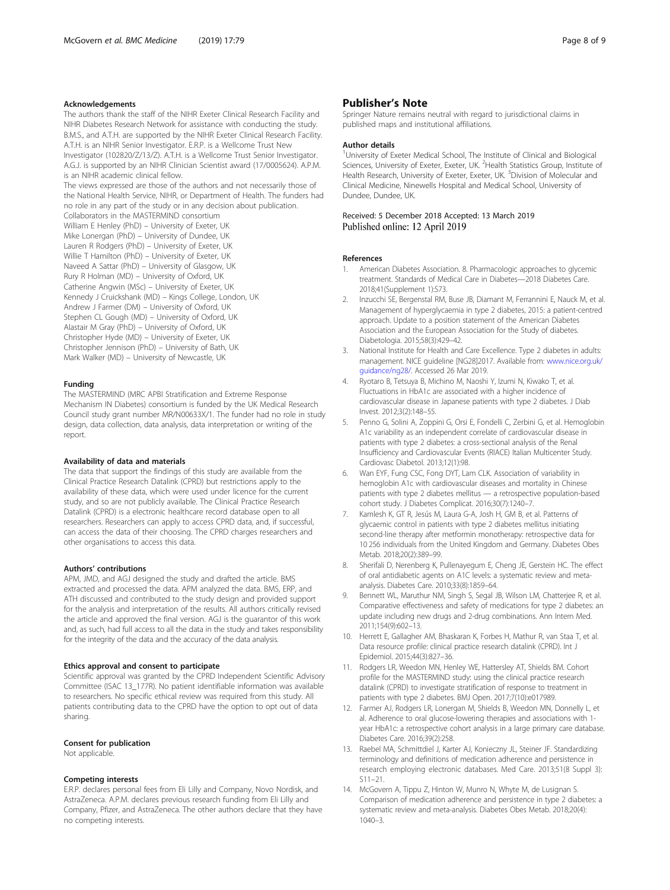#### Acknowledgements

The authors thank the staff of the NIHR Exeter Clinical Research Facility and NIHR Diabetes Research Network for assistance with conducting the study. B.M.S., and A.T.H. are supported by the NIHR Exeter Clinical Research Facility. A.T.H. is an NIHR Senior Investigator. E.R.P. is a Wellcome Trust New Investigator (102820/Z/13/Z). A.T.H. is a Wellcome Trust Senior Investigator. A.G.J. is supported by an NIHR Clinician Scientist award (17/0005624). A.P.M. is an NIHR academic clinical fellow.

The views expressed are those of the authors and not necessarily those of the National Health Service, NIHR, or Department of Health. The funders had no role in any part of the study or in any decision about publication.

Collaborators in the MASTERMIND consortium

William E Henley (PhD) – University of Exeter, UK
Mike Lonergan (PhD) – University of Dundee, UK
Lauren R Rodgers (PhD) – University of Exeter, UK
Willie T Hamilton (PhD) – University of Exeter, UK
Naveed A Sattar (PhD) – University of Glasgow, UK
Rury R Holman (MD) – University of Oxford, UK
Catherine Angwin (MSc) – University of Exeter, UK
Kennedy J Cruickshank (MD) – Kings College, London, UK
Andrew J Farmer (DM) – University of Oxford, UK
Stephen CL Gough (MD) – University of Oxford, UK
Alastair M Gray (PhD) – University of Oxford, UK
Christopher Hyde (MD) – University of Exeter, UK
Christopher Jennison (PhD) – University of Bath, UK
Mark Walker (MD) – University of Newcastle, UK

#### Funding

The MASTERMIND (MRC APBI Stratification and Extreme Response Mechanism IN Diabetes) consortium is funded by the UK Medical Research Council study grant number MR/N00633X/1. The funder had no role in study design, data collection, data analysis, data interpretation or writing of the report.

#### Availability of data and materials

The data that support the findings of this study are available from the Clinical Practice Research Datalink (CPRD) but restrictions apply to the availability of these data, which were used under licence for the current study, and so are not publicly available. The Clinical Practice Research Datalink (CPRD) is a electronic healthcare record database open to all researchers. Researchers can apply to access CPRD data, and, if successful, can access the data of their choosing. The CPRD charges researchers and other organisations to access this data.

#### Authors' contributions

APM, JMD, and AGJ designed the study and drafted the article. BMS extracted and processed the data. APM analyzed the data. BMS, ERP, and ATH discussed and contributed to the study design and provided support for the analysis and interpretation of the results. All authors critically revised the article and approved the final version. AGJ is the guarantor of this work and, as such, had full access to all the data in the study and takes responsibility for the integrity of the data and the accuracy of the data analysis.

#### Ethics approval and consent to participate

Scientific approval was granted by the CPRD Independent Scientific Advisory Committee (ISAC 13_177R). No patient identifiable information was available to researchers. No specific ethical review was required from this study. All patients contributing data to the CPRD have the option to opt out of data sharing.

#### Consent for publication

Not applicable.

#### Competing interests

E.R.P. declares personal fees from Eli Lilly and Company, Novo Nordisk, and AstraZeneca. A.P.M. declares previous research funding from Eli Lilly and Company, Pfizer, and AstraZeneca. The other authors declare that they have no competing interests.

## Publisher's Note

Springer Nature remains neutral with regard to jurisdictional claims in published maps and institutional affiliations.

#### Author details

[1]University of Exeter Medical School, The Institute of Clinical and Biological Sciences, University of Exeter, Exeter, UK. [2]Health Statistics Group, Institute of Health Research, University of Exeter, Exeter, UK. [3]Division of Molecular and Clinical Medicine, Ninewells Hospital and Medical School, University of Dundee, Dundee, UK.

Received: 5 December 2018 Accepted: 13 March 2019
Published online: 12 April 2019

#### References

1. American Diabetes Association. 8. Pharmacologic approaches to glycemic treatment. Standards of Medical Care in Diabetes—2018 Diabetes Care. 2018;41(Supplement 1):S73.
2. Inzucchi SE, Bergenstal RM, Buse JB, Diamant M, Ferrannini E, Nauck M, et al. Management of hyperglycaemia in type 2 diabetes, 2015: a patient-centred approach. Update to a position statement of the American Diabetes Association and the European Association for the Study of diabetes. Diabetologia. 2015;58(3):429–42.
3. National Institute for Health and Care Excellence. Type 2 diabetes in adults: management. NICE guideline [NG28]2017. Available from: www.nice.org.uk/guidance/ng28/. Accessed 26 Mar 2019.
4. Ryotaro B, Tetsuya B, Michino M, Naoshi Y, Izumi N, Kiwako T, et al. Fluctuations in HbA1c are associated with a higher incidence of cardiovascular disease in Japanese patients with type 2 diabetes. J Diab Invest. 2012;3(2):148–55.
5. Penno G, Solini A, Zoppini G, Orsi E, Fondelli C, Zerbini G, et al. Hemoglobin A1c variability as an independent correlate of cardiovascular disease in patients with type 2 diabetes: a cross-sectional analysis of the Renal Insufficiency and Cardiovascular Events (RIACE) Italian Multicenter Study. Cardiovasc Diabetol. 2013;12(1):98.
6. Wan EYF, Fung CSC, Fong DYT, Lam CLK. Association of variability in hemoglobin A1c with cardiovascular diseases and mortality in Chinese patients with type 2 diabetes mellitus — a retrospective population-based cohort study. J Diabetes Complicat. 2016;30(7):1240–7.
7. Kamlesh K, GT R, Jesús M, Laura G-A, Josh H, GM B, et al. Patterns of glycaemic control in patients with type 2 diabetes mellitus initiating second-line therapy after metformin monotherapy: retrospective data for 10 256 individuals from the United Kingdom and Germany. Diabetes Obes Metab. 2018;20(2):389–99.
8. Sherifali D, Nerenberg K, Pullenayegum E, Cheng JE, Gerstein HC. The effect of oral antidiabetic agents on A1C levels: a systematic review and meta-analysis. Diabetes Care. 2010;33(8):1859–64.
9. Bennett WL, Maruthur NM, Singh S, Segal JB, Wilson LM, Chatterjee R, et al. Comparative effectiveness and safety of medications for type 2 diabetes: an update including new drugs and 2-drug combinations. Ann Intern Med. 2011;154(9):602–13.
10. Herrett E, Gallagher AM, Bhaskaran K, Forbes H, Mathur R, van Staa T, et al. Data resource profile: clinical practice research datalink (CPRD). Int J Epidemiol. 2015;44(3):827–36.
11. Rodgers LR, Weedon MN, Henley WE, Hattersley AT, Shields BM. Cohort profile for the MASTERMIND study: using the clinical practice research datalink (CPRD) to investigate stratification of response to treatment in patients with type 2 diabetes. BMJ Open. 2017;7(10):e017989.
12. Farmer AJ, Rodgers LR, Lonergan M, Shields B, Weedon MN, Donnelly L, et al. Adherence to oral glucose-lowering therapies and associations with 1-year HbA1c: a retrospective cohort analysis in a large primary care database. Diabetes Care. 2016;39(2):258.
13. Raebel MA, Schmittdiel J, Karter AJ, Konieczny JL, Steiner JF. Standardizing terminology and definitions of medication adherence and persistence in research employing electronic databases. Med Care. 2013;51(8 Suppl 3):S11–21.
14. McGovern A, Tippu Z, Hinton W, Munro N, Whyte M, de Lusignan S. Comparison of medication adherence and persistence in type 2 diabetes: a systematic review and meta-analysis. Diabetes Obes Metab. 2018;20(4):1040–3.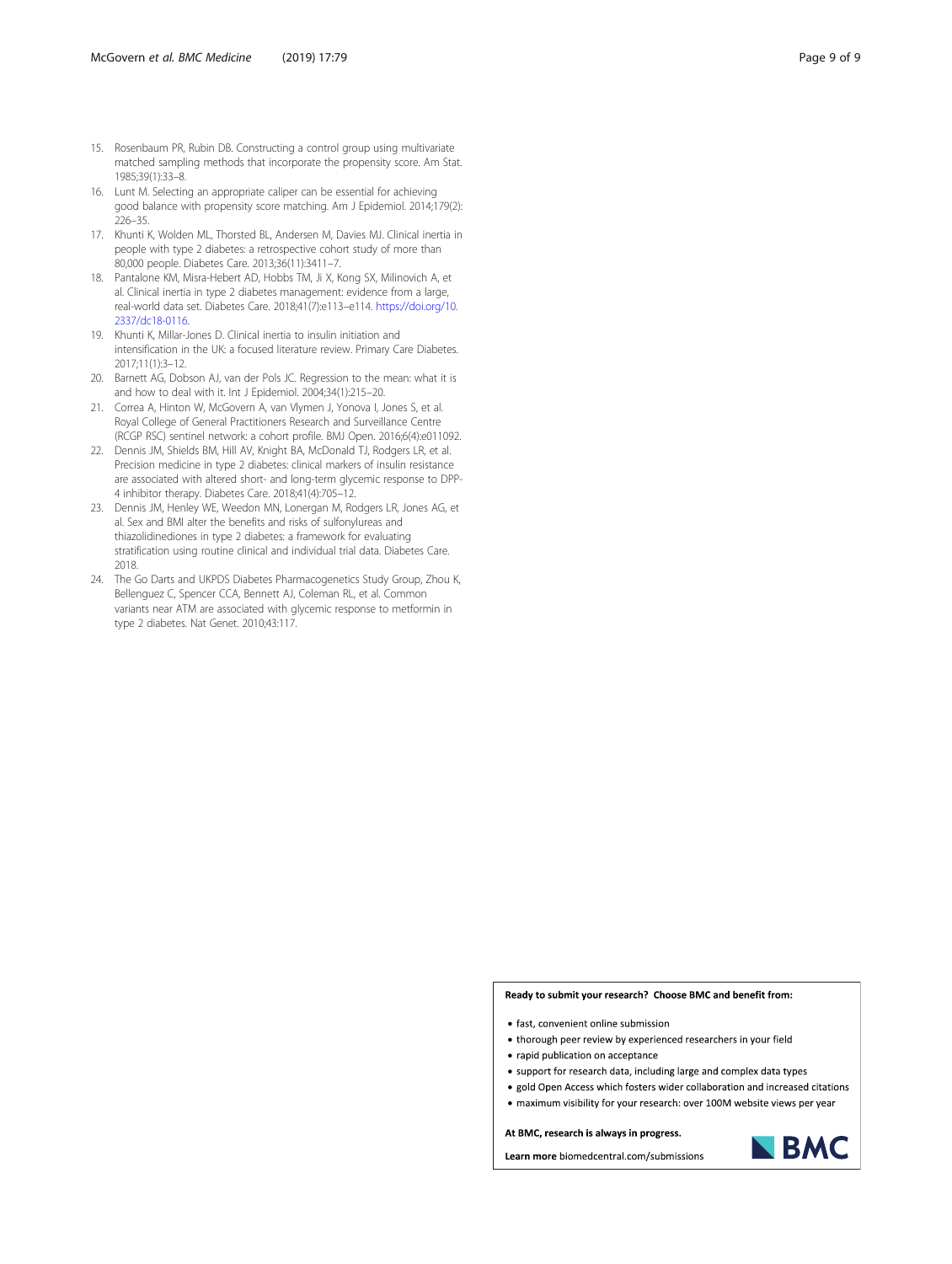15. Rosenbaum PR, Rubin DB. Constructing a control group using multivariate matched sampling methods that incorporate the propensity score. Am Stat. 1985;39(1):33–8.
16. Lunt M. Selecting an appropriate caliper can be essential for achieving good balance with propensity score matching. Am J Epidemiol. 2014;179(2): 226–35.
17. Khunti K, Wolden ML, Thorsted BL, Andersen M, Davies MJ. Clinical inertia in people with type 2 diabetes: a retrospective cohort study of more than 80,000 people. Diabetes Care. 2013;36(11):3411–7.
18. Pantalone KM, Misra-Hebert AD, Hobbs TM, Ji X, Kong SX, Milinovich A, et al. Clinical inertia in type 2 diabetes management: evidence from a large, real-world data set. Diabetes Care. 2018;41(7):e113–e114. https://doi.org/10.2337/dc18-0116.
19. Khunti K, Millar-Jones D. Clinical inertia to insulin initiation and intensification in the UK: a focused literature review. Primary Care Diabetes. 2017;11(1):3–12.
20. Barnett AG, Dobson AJ, van der Pols JC. Regression to the mean: what it is and how to deal with it. Int J Epidemiol. 2004;34(1):215–20.
21. Correa A, Hinton W, McGovern A, van Vlymen J, Yonova I, Jones S, et al. Royal College of General Practitioners Research and Surveillance Centre (RCGP RSC) sentinel network: a cohort profile. BMJ Open. 2016;6(4):e011092.
22. Dennis JM, Shields BM, Hill AV, Knight BA, McDonald TJ, Rodgers LR, et al. Precision medicine in type 2 diabetes: clinical markers of insulin resistance are associated with altered short- and long-term glycemic response to DPP-4 inhibitor therapy. Diabetes Care. 2018;41(4):705–12.
23. Dennis JM, Henley WE, Weedon MN, Lonergan M, Rodgers LR, Jones AG, et al. Sex and BMI alter the benefits and risks of sulfonylureas and thiazolidinediones in type 2 diabetes: a framework for evaluating stratification using routine clinical and individual trial data. Diabetes Care. 2018.
24. The Go Darts and UKPDS Diabetes Pharmacogenetics Study Group, Zhou K, Bellenguez C, Spencer CCA, Bennett AJ, Coleman RL, et al. Common variants near ATM are associated with glycemic response to metformin in type 2 diabetes. Nat Genet. 2010;43:117.

**Ready to submit your research? Choose BMC and benefit from:**

- fast, convenient online submission
- thorough peer review by experienced researchers in your field
- rapid publication on acceptance
- support for research data, including large and complex data types
- gold Open Access which fosters wider collaboration and increased citations
- maximum visibility for your research: over 100M website views per year

**At BMC, research is always in progress.**

**Learn more** biomedcentral.com/submissions

BMC